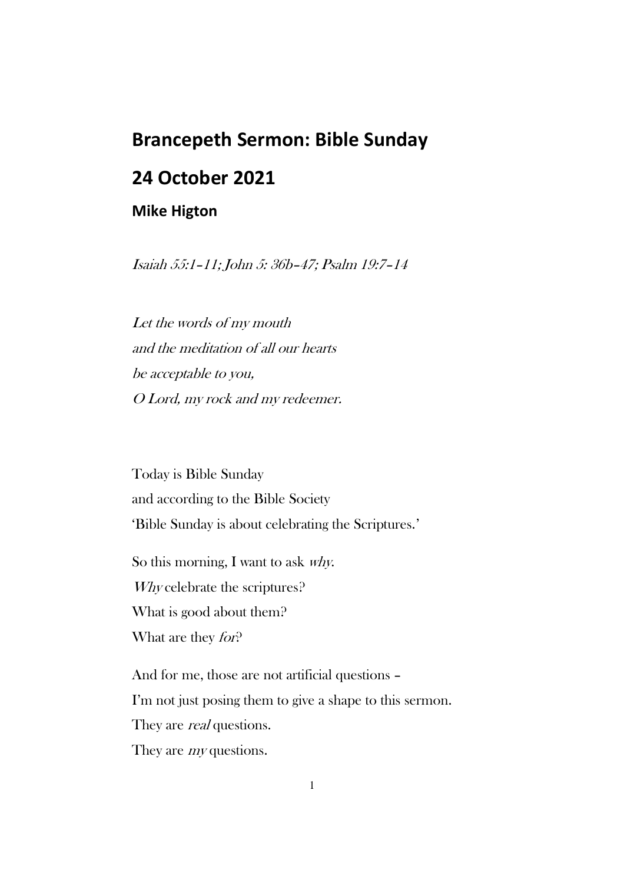# Brancepeth Sermon: Bible Sunday

# 24 October 2021

### Mike Higton

*Isaiah 55:1–11; John 5: 36b–47; Psalm 19:7–14*

*Let the words of my mouth*
*and the meditation of all our hearts*
*be acceptable to you,*
*O Lord, my rock and my redeemer.*

Today is Bible Sunday
and according to the Bible Society
'Bible Sunday is about celebrating the Scriptures.'

So this morning, I want to ask *why*.
*Why* celebrate the scriptures?
What is good about them?
What are they *for*?

And for me, those are not artificial questions –
I'm not just posing them to give a shape to this sermon.
They are *real* questions.
They are *my* questions.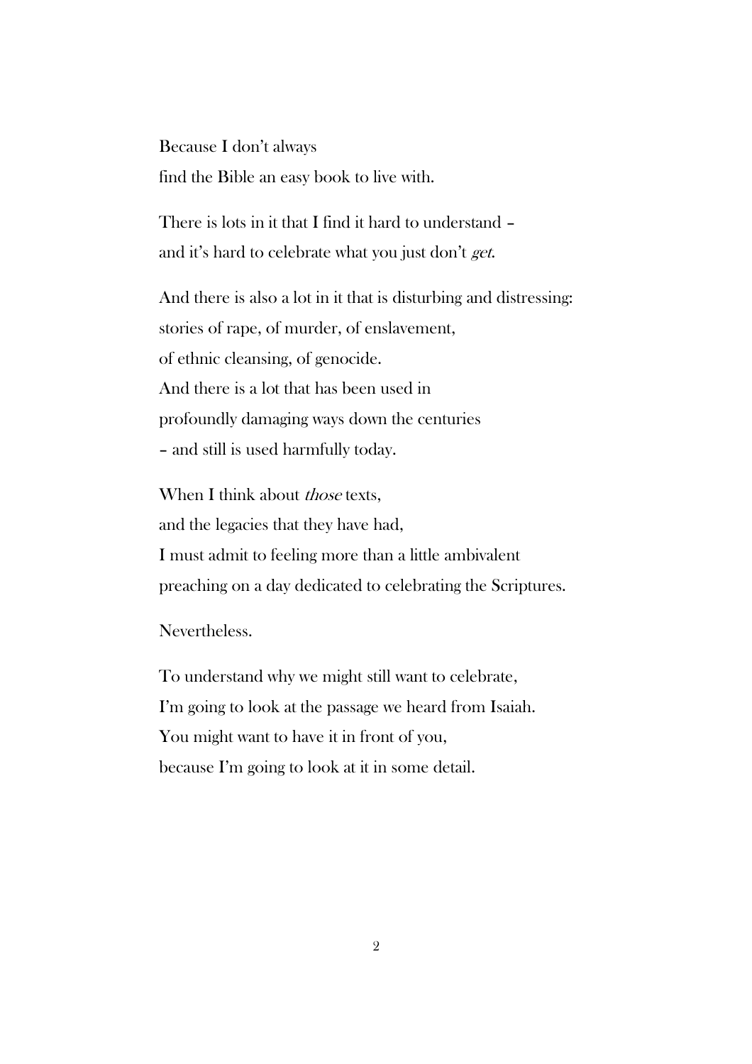Because I don't always
find the Bible an easy book to live with.

There is lots in it that I find it hard to understand –
and it's hard to celebrate what you just don't *get*.

And there is also a lot in it that is disturbing and distressing:
stories of rape, of murder, of enslavement,
of ethnic cleansing, of genocide.
And there is a lot that has been used in
profoundly damaging ways down the centuries
– and still is used harmfully today.

When I think about *those* texts,
and the legacies that they have had,
I must admit to feeling more than a little ambivalent
preaching on a day dedicated to celebrating the Scriptures.

Nevertheless.

To understand why we might still want to celebrate,
I'm going to look at the passage we heard from Isaiah.
You might want to have it in front of you,
because I'm going to look at it in some detail.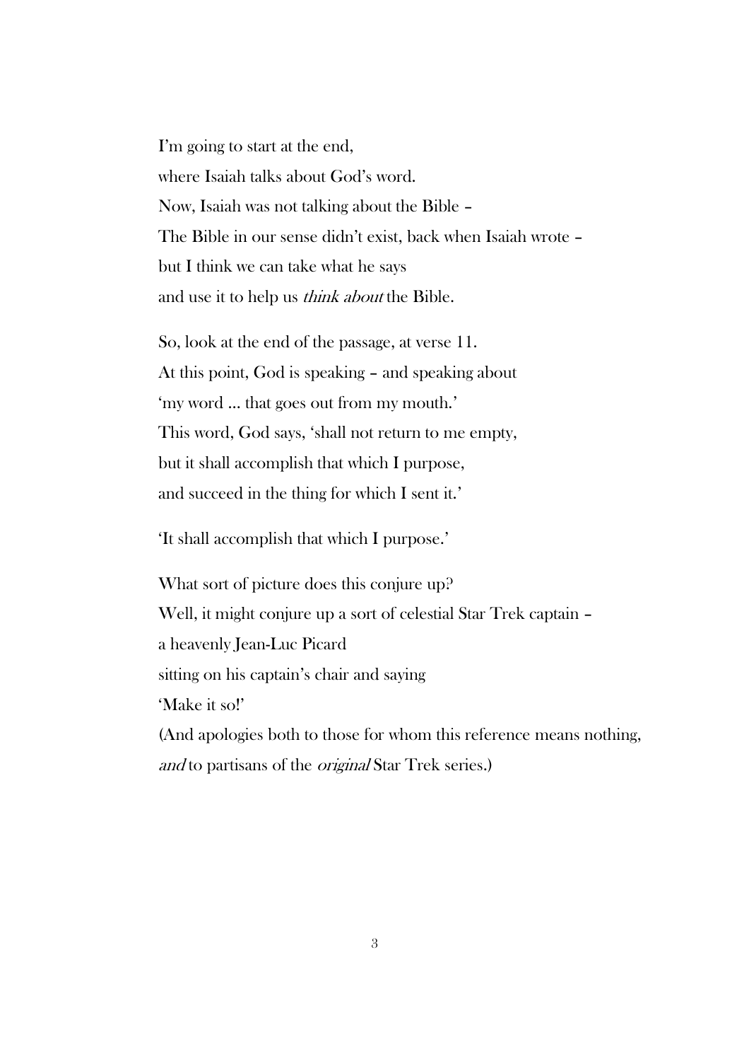I'm going to start at the end,  
where Isaiah talks about God's word.  
Now, Isaiah was not talking about the Bible –  
The Bible in our sense didn't exist, back when Isaiah wrote –  
but I think we can take what he says  
and use it to help us *think about* the Bible.

So, look at the end of the passage, at verse 11.  
At this point, God is speaking – and speaking about  
'my word … that goes out from my mouth.'  
This word, God says, 'shall not return to me empty,  
but it shall accomplish that which I purpose,  
and succeed in the thing for which I sent it.'

'It shall accomplish that which I purpose.'

What sort of picture does this conjure up?  
Well, it might conjure up a sort of celestial Star Trek captain –  
a heavenly Jean-Luc Picard  
sitting on his captain's chair and saying  
'Make it so!'  
(And apologies both to those for whom this reference means nothing,  
*and* to partisans of the *original* Star Trek series.)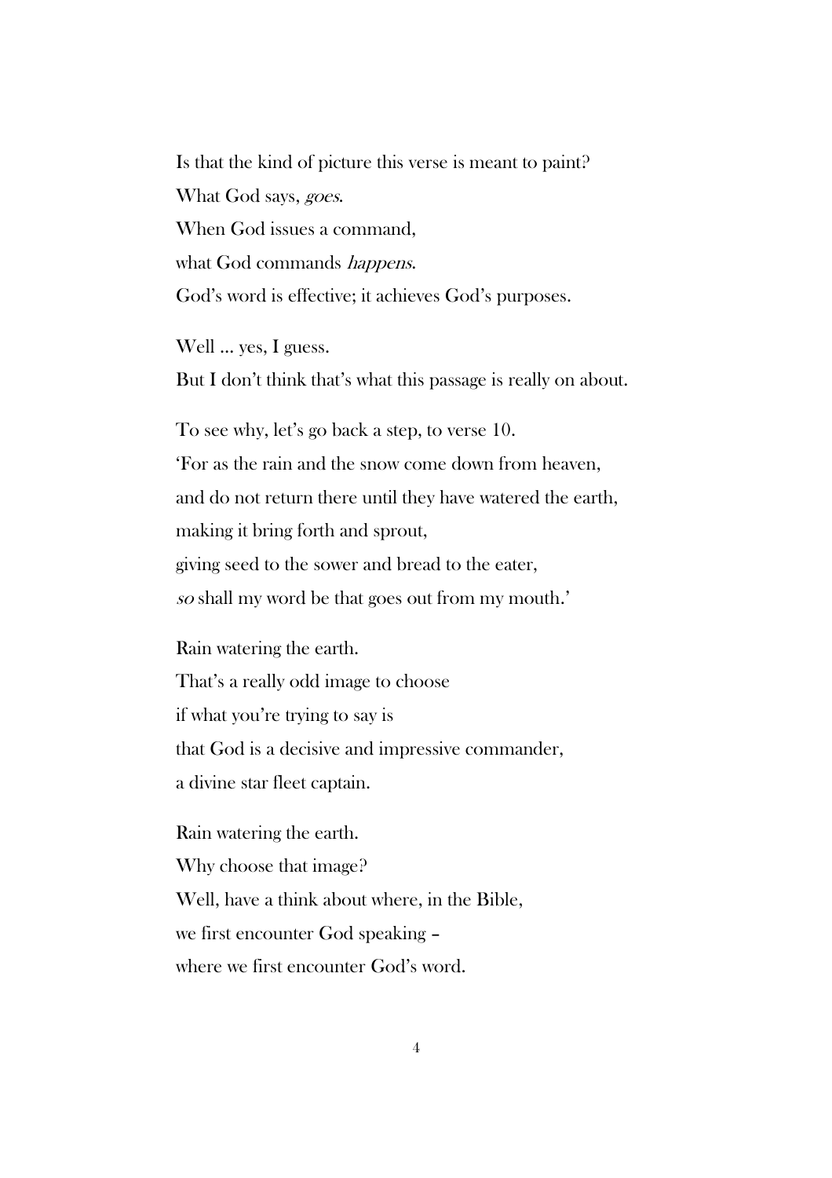Is that the kind of picture this verse is meant to paint?
What God says, *goes*.
When God issues a command,
what God commands *happens*.
God's word is effective; it achieves God's purposes.

Well … yes, I guess.
But I don't think that's what this passage is really on about.

To see why, let's go back a step, to verse 10.
'For as the rain and the snow come down from heaven,
and do not return there until they have watered the earth,
making it bring forth and sprout,
giving seed to the sower and bread to the eater,
*so* shall my word be that goes out from my mouth.'

Rain watering the earth.
That's a really odd image to choose
if what you're trying to say is
that God is a decisive and impressive commander,
a divine star fleet captain.

Rain watering the earth.
Why choose that image?
Well, have a think about where, in the Bible,
we first encounter God speaking –
where we first encounter God's word.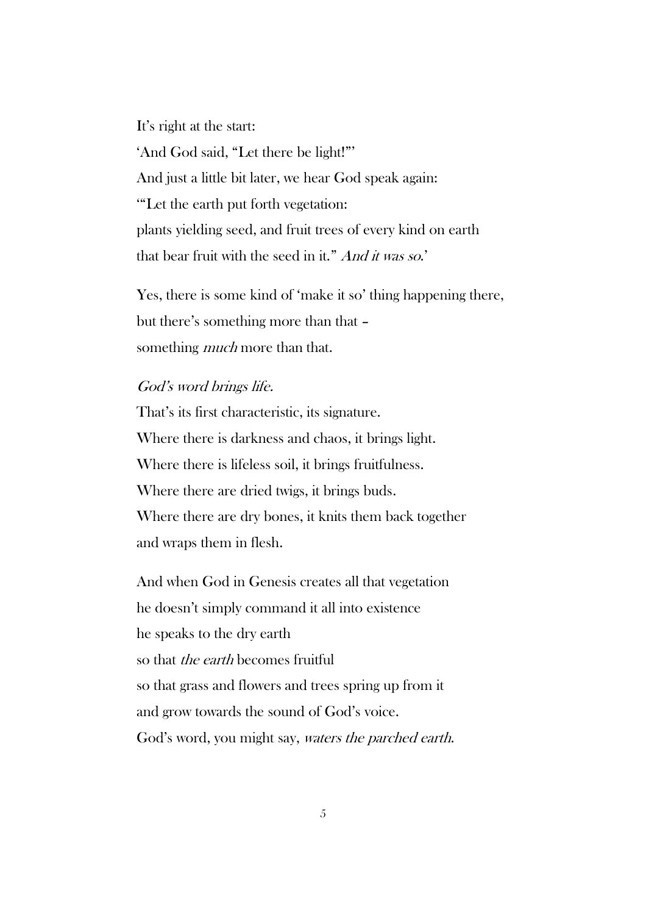It's right at the start:  
'And God said, "Let there be light!"'  
And just a little bit later, we hear God speak again:  
'"Let the earth put forth vegetation:  
plants yielding seed, and fruit trees of every kind on earth  
that bear fruit with the seed in it." *And it was so.*'

Yes, there is some kind of 'make it so' thing happening there,  
but there's something more than that –  
something *much* more than that.

*God's word brings life.*  
That's its first characteristic, its signature.  
Where there is darkness and chaos, it brings light.  
Where there is lifeless soil, it brings fruitfulness.  
Where there are dried twigs, it brings buds.  
Where there are dry bones, it knits them back together  
and wraps them in flesh.

And when God in Genesis creates all that vegetation  
he doesn't simply command it all into existence  
he speaks to the dry earth  
so that *the earth* becomes fruitful  
so that grass and flowers and trees spring up from it  
and grow towards the sound of God's voice.  
God's word, you might say, *waters the parched earth.*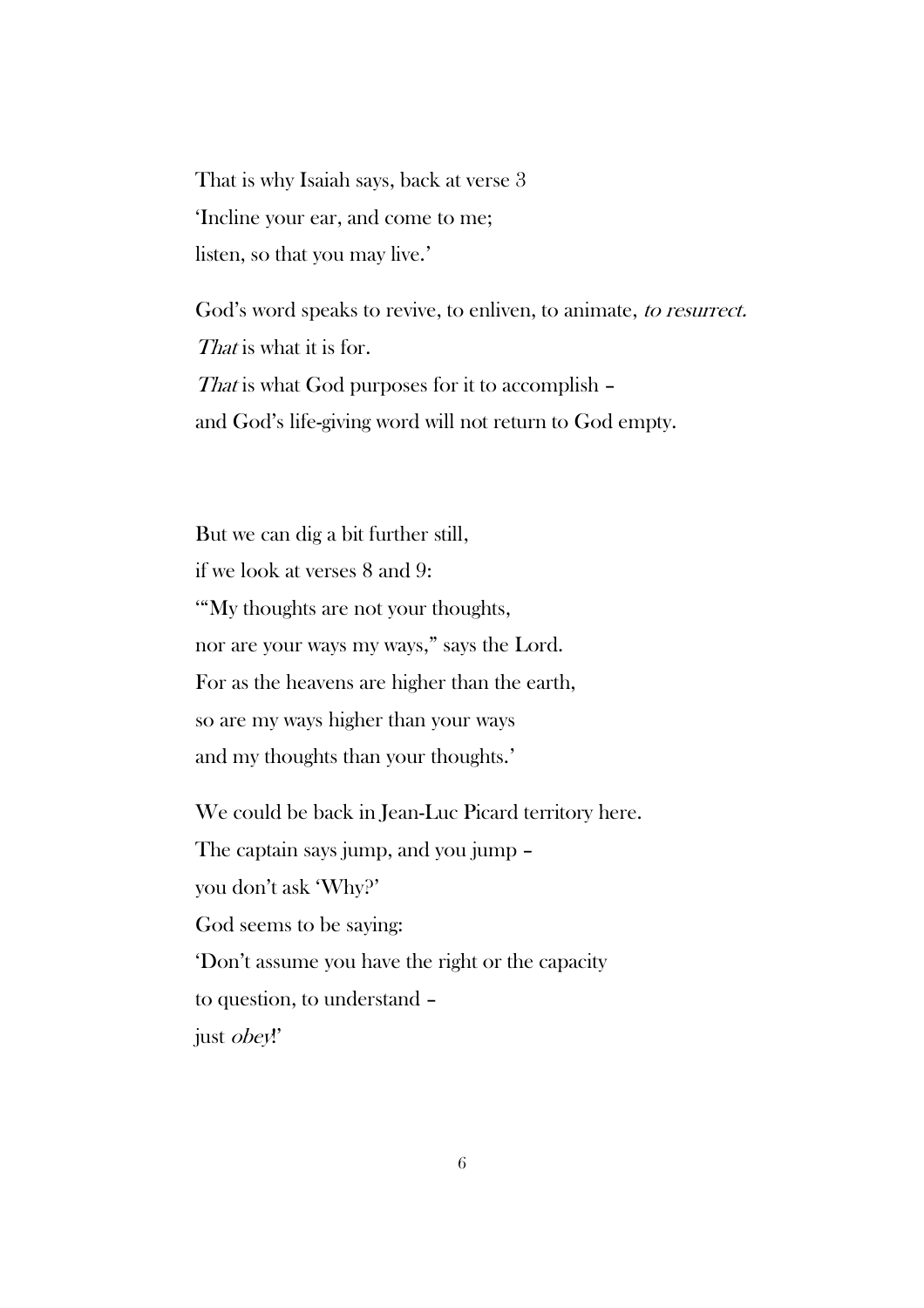That is why Isaiah says, back at verse 3  
'Incline your ear, and come to me;  
listen, so that you may live.'

God's word speaks to revive, to enliven, to animate, *to resurrect.*  
*That* is what it is for.  
*That* is what God purposes for it to accomplish –  
and God's life-giving word will not return to God empty.

But we can dig a bit further still,  
if we look at verses 8 and 9:  
'"My thoughts are not your thoughts,  
nor are your ways my ways," says the Lord.  
For as the heavens are higher than the earth,  
so are my ways higher than your ways  
and my thoughts than your thoughts.'

We could be back in Jean-Luc Picard territory here.  
The captain says jump, and you jump –  
you don't ask 'Why?'  
God seems to be saying:  
'Don't assume you have the right or the capacity  
to question, to understand –  
just *obey*!'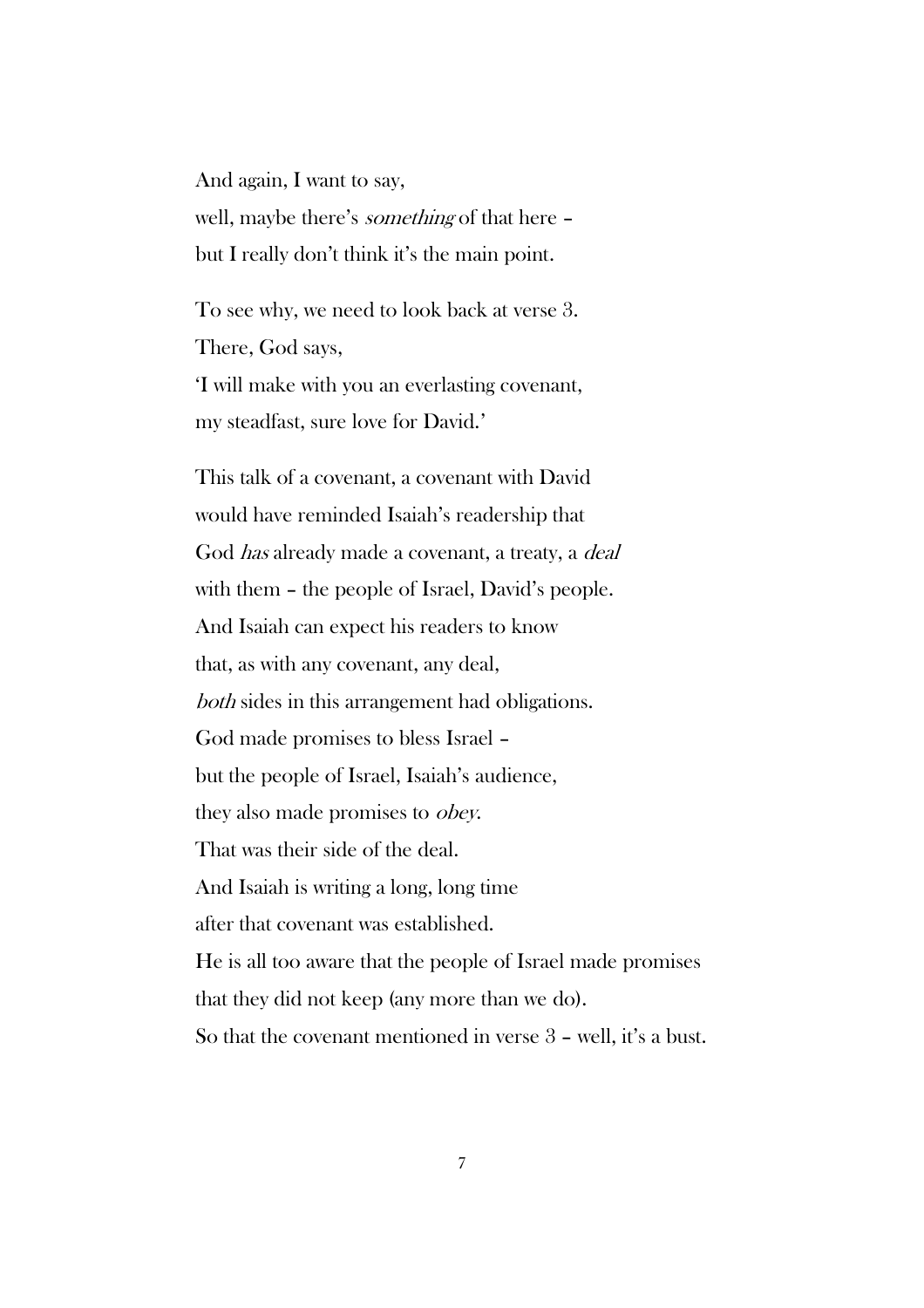And again, I want to say,
well, maybe there's *something* of that here –
but I really don't think it's the main point.

To see why, we need to look back at verse 3.
There, God says,
'I will make with you an everlasting covenant,
my steadfast, sure love for David.'

This talk of a covenant, a covenant with David
would have reminded Isaiah's readership that
God *has* already made a covenant, a treaty, a *deal*
with them – the people of Israel, David's people.
And Isaiah can expect his readers to know
that, as with any covenant, any deal,
*both* sides in this arrangement had obligations.
God made promises to bless Israel –
but the people of Israel, Isaiah's audience,
they also made promises to *obey*.
That was their side of the deal.
And Isaiah is writing a long, long time
after that covenant was established.
He is all too aware that the people of Israel made promises
that they did not keep (any more than we do).
So that the covenant mentioned in verse 3 – well, it's a bust.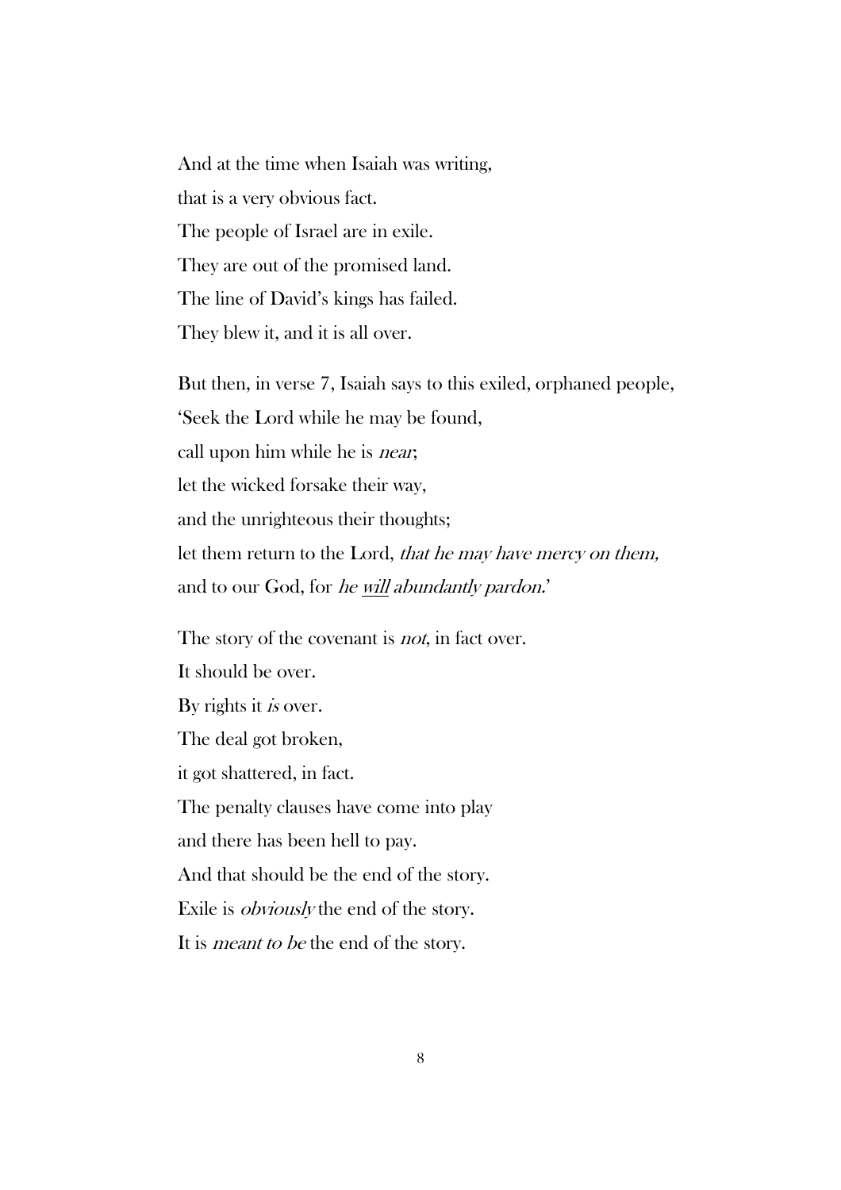And at the time when Isaiah was writing,
that is a very obvious fact.
The people of Israel are in exile.
They are out of the promised land.
The line of David's kings has failed.
They blew it, and it is all over.

But then, in verse 7, Isaiah says to this exiled, orphaned people,
'Seek the Lord while he may be found,
call upon him while he is *near*;
let the wicked forsake their way,
and the unrighteous their thoughts;
let them return to the Lord, *that he may have mercy on them,*
and to our God, for *he <u>will</u> abundantly pardon.*'

The story of the covenant is *not*, in fact over.
It should be over.
By rights it *is* over.
The deal got broken,
it got shattered, in fact.
The penalty clauses have come into play
and there has been hell to pay.
And that should be the end of the story.
Exile is *obviously* the end of the story.
It is *meant to be* the end of the story.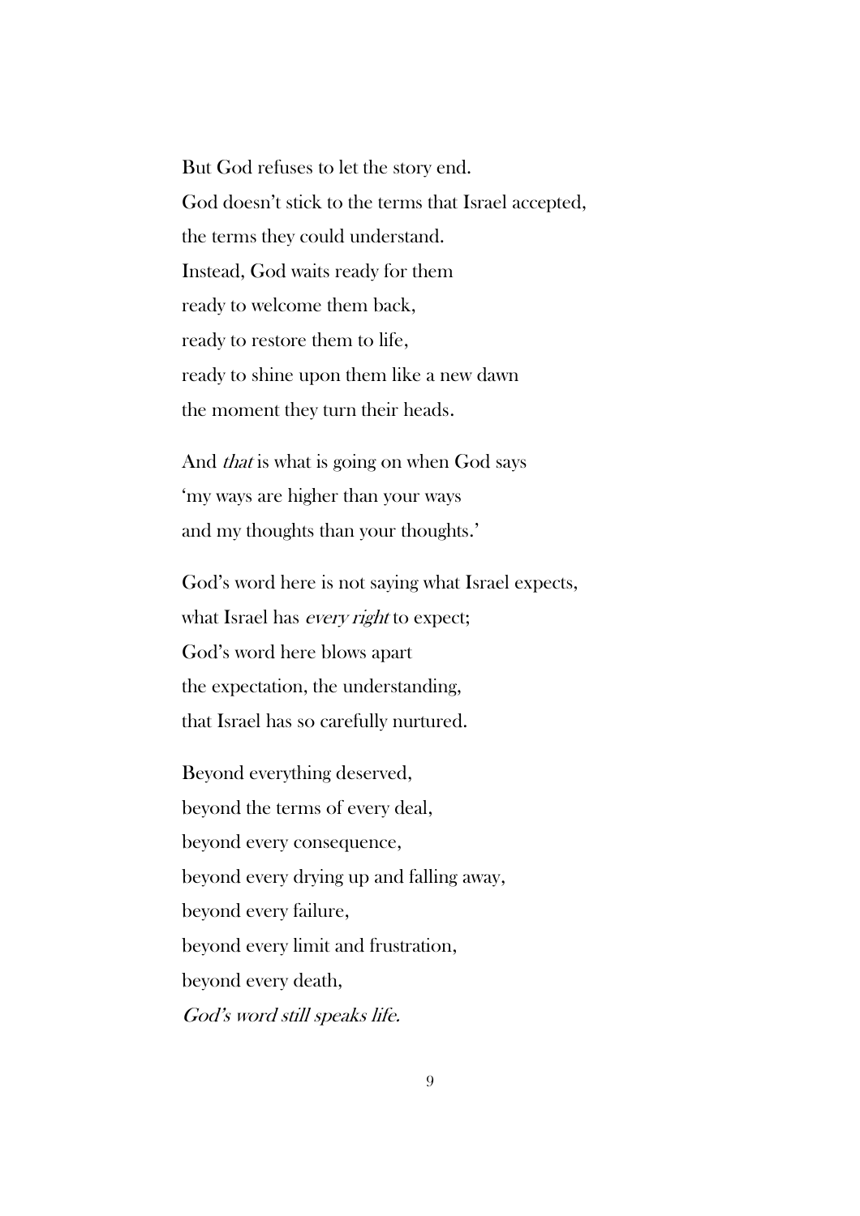But God refuses to let the story end.  
God doesn't stick to the terms that Israel accepted,  
the terms they could understand.  
Instead, God waits ready for them  
ready to welcome them back,  
ready to restore them to life,  
ready to shine upon them like a new dawn  
the moment they turn their heads.

And *that* is what is going on when God says  
'my ways are higher than your ways  
and my thoughts than your thoughts.'

God's word here is not saying what Israel expects,  
what Israel has *every right* to expect;  
God's word here blows apart  
the expectation, the understanding,  
that Israel has so carefully nurtured.

Beyond everything deserved,  
beyond the terms of every deal,  
beyond every consequence,  
beyond every drying up and falling away,  
beyond every failure,  
beyond every limit and frustration,  
beyond every death,  
*God's word still speaks life.*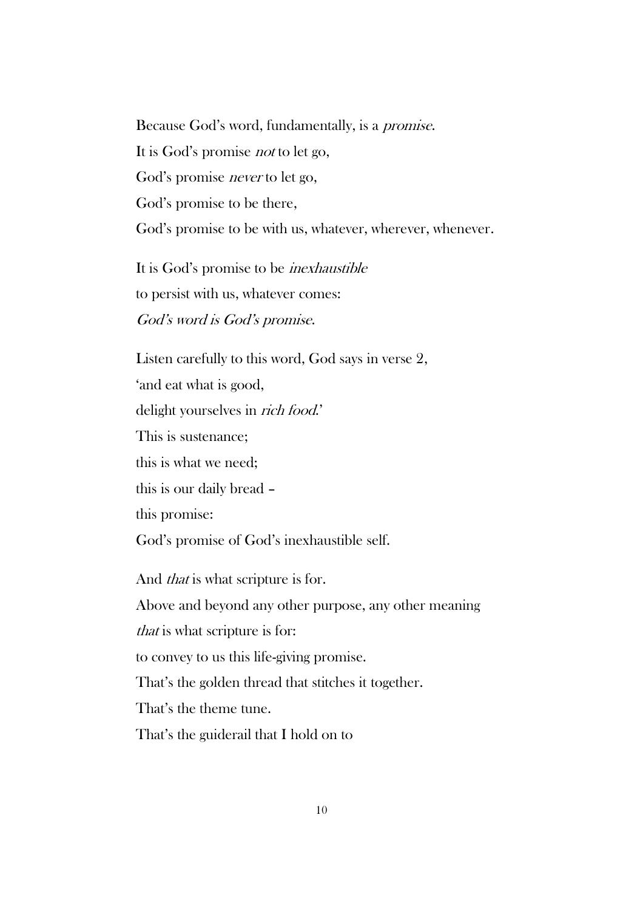Because God's word, fundamentally, is a *promise*.  
It is God's promise *not* to let go,  
God's promise *never* to let go,  
God's promise to be there,  
God's promise to be with us, whatever, wherever, whenever.

It is God's promise to be *inexhaustible*  
to persist with us, whatever comes:  
*God's word is God's promise.*

Listen carefully to this word, God says in verse 2,  
'and eat what is good,  
delight yourselves in *rich food*.'  
This is sustenance;  
this is what we need;  
this is our daily bread –  
this promise:  
God's promise of God's inexhaustible self.

And *that* is what scripture is for.  
Above and beyond any other purpose, any other meaning  
*that* is what scripture is for:  
to convey to us this life-giving promise.  
That's the golden thread that stitches it together.  
That's the theme tune.  
That's the guiderail that I hold on to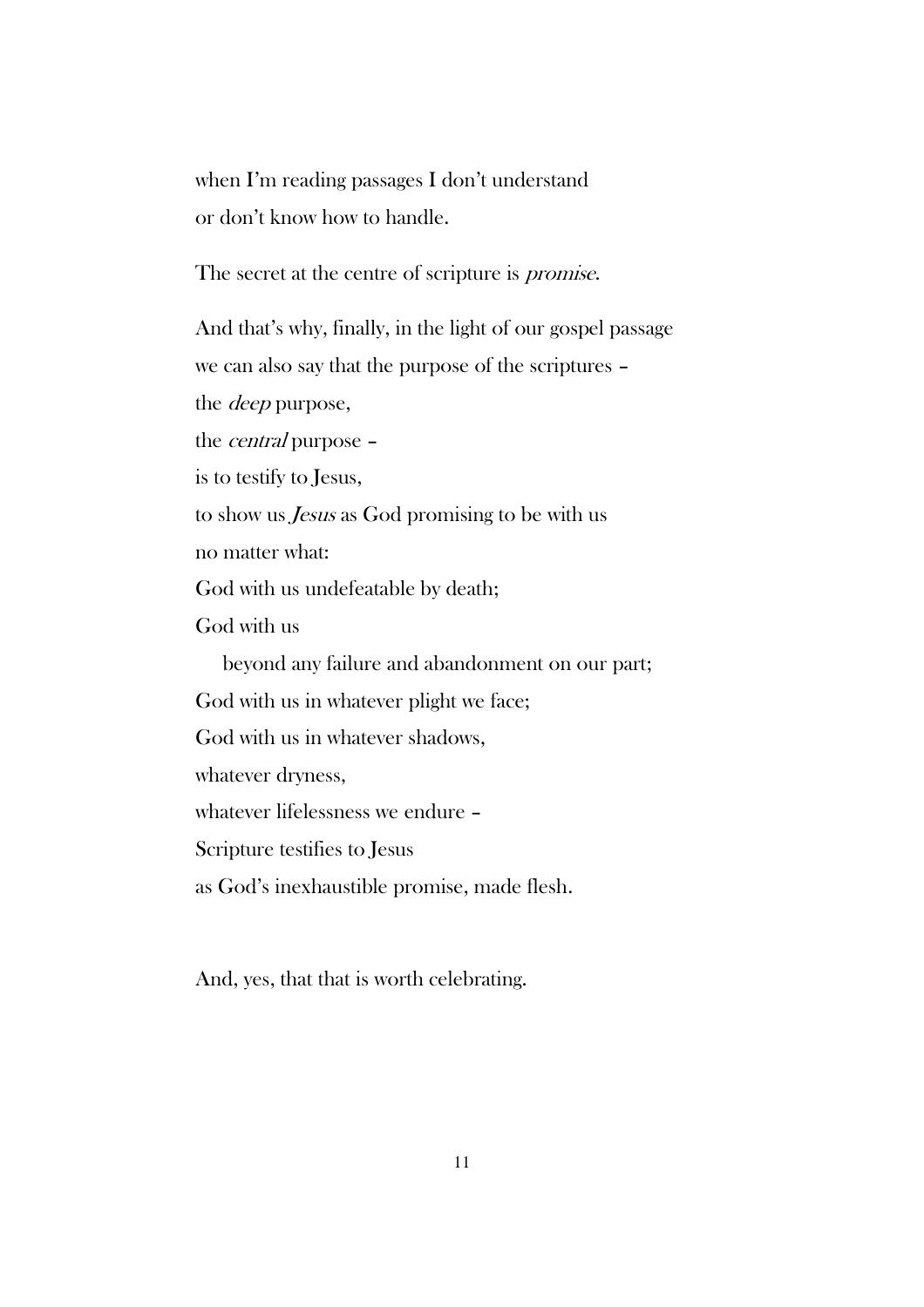when I'm reading passages I don't understand
or don't know how to handle.

The secret at the centre of scripture is *promise*.

And that's why, finally, in the light of our gospel passage
we can also say that the purpose of the scriptures –
the *deep* purpose,
the *central* purpose –
is to testify to Jesus,
to show us *Jesus* as God promising to be with us
no matter what:
God with us undefeatable by death;
God with us
&nbsp;&nbsp;&nbsp;&nbsp;beyond any failure and abandonment on our part;
God with us in whatever plight we face;
God with us in whatever shadows,
whatever dryness,
whatever lifelessness we endure –
Scripture testifies to Jesus
as God's inexhaustible promise, made flesh.

And, yes, that that is worth celebrating.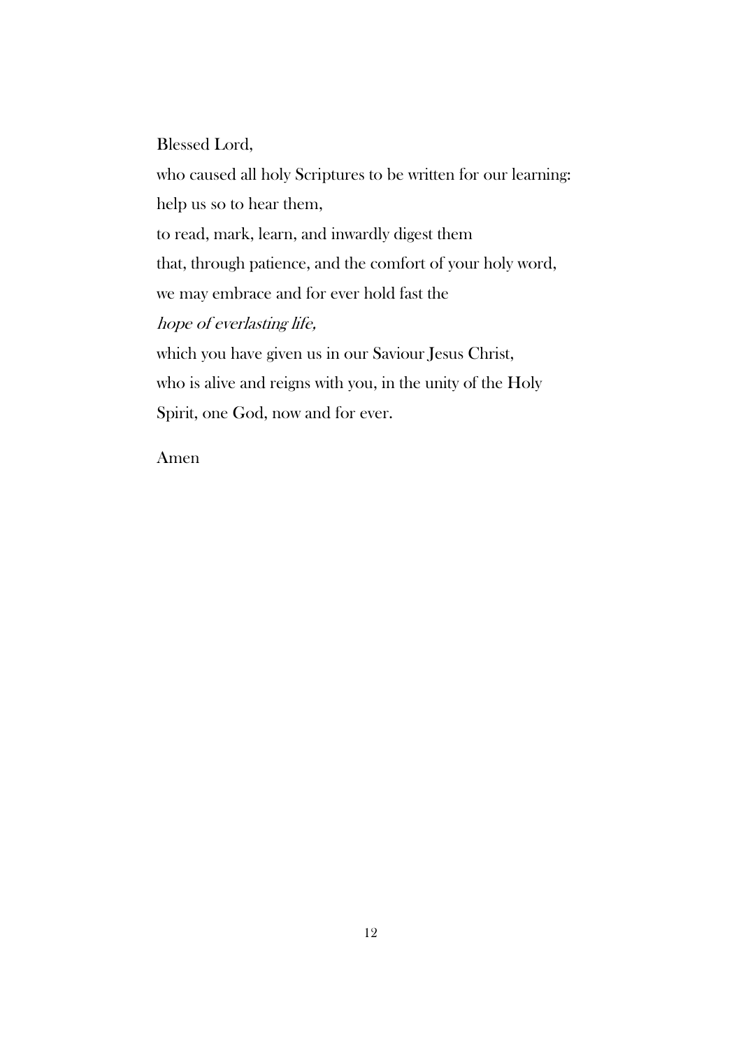Blessed Lord,

who caused all holy Scriptures to be written for our learning:

help us so to hear them,

to read, mark, learn, and inwardly digest them

that, through patience, and the comfort of your holy word,

we may embrace and for ever hold fast the

*hope of everlasting life,*

which you have given us in our Saviour Jesus Christ,

who is alive and reigns with you, in the unity of the Holy Spirit, one God, now and for ever.

Amen